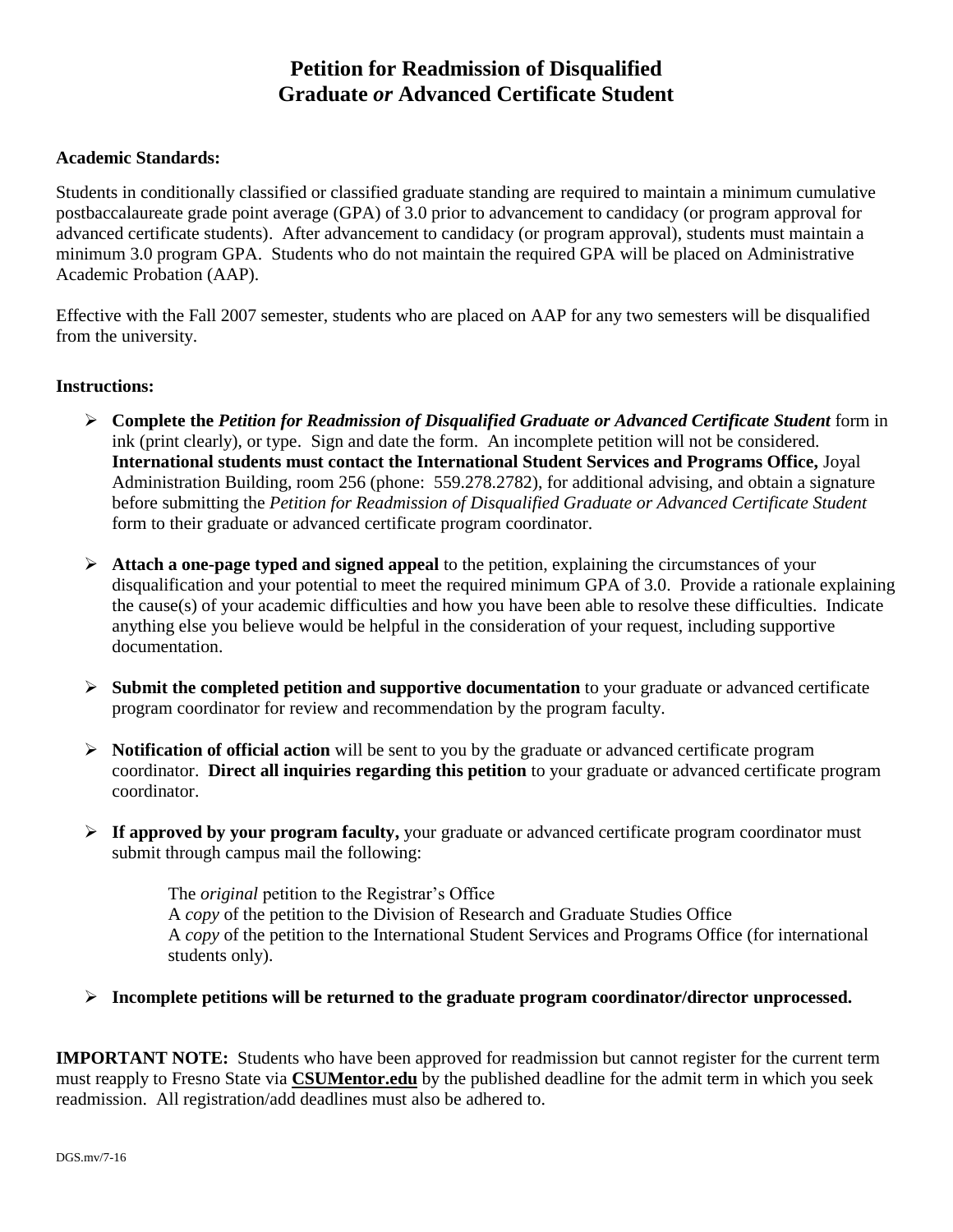# Petition for Readmission of Disqualified Graduate *or* Advanced Certificate Student

**Academic Standards:**

Students in conditionally classified or classified graduate standing are required to maintain a minimum cumulative postbaccalaureate grade point average (GPA) of 3.0 prior to advancement to candidacy (or program approval for advanced certificate students). After advancement to candidacy (or program approval), students must maintain a minimum 3.0 program GPA. Students who do not maintain the required GPA will be placed on Administrative Academic Probation (AAP).

Effective with the Fall 2007 semester, students who are placed on AAP for any two semesters will be disqualified from the university.

**Instructions:**

- **Complete the *Petition for Readmission of Disqualified Graduate or Advanced Certificate Student*** form in ink (print clearly), or type. Sign and date the form. An incomplete petition will not be considered. **International students must contact the International Student Services and Programs Office,** Joyal Administration Building, room 256 (phone: 559.278.2782), for additional advising, and obtain a signature before submitting the *Petition for Readmission of Disqualified Graduate or Advanced Certificate Student* form to their graduate or advanced certificate program coordinator.

- **Attach a one-page typed and signed appeal** to the petition, explaining the circumstances of your disqualification and your potential to meet the required minimum GPA of 3.0. Provide a rationale explaining the cause(s) of your academic difficulties and how you have been able to resolve these difficulties. Indicate anything else you believe would be helpful in the consideration of your request, including supportive documentation.

- **Submit the completed petition and supportive documentation** to your graduate or advanced certificate program coordinator for review and recommendation by the program faculty.

- **Notification of official action** will be sent to you by the graduate or advanced certificate program coordinator. **Direct all inquiries regarding this petition** to your graduate or advanced certificate program coordinator.

- **If approved by your program faculty,** your graduate or advanced certificate program coordinator must submit through campus mail the following:

  The *original* petition to the Registrar's Office
  A *copy* of the petition to the Division of Research and Graduate Studies Office
  A *copy* of the petition to the International Student Services and Programs Office (for international students only).

- **Incomplete petitions will be returned to the graduate program coordinator/director unprocessed.**

**IMPORTANT NOTE:** Students who have been approved for readmission but cannot register for the current term must reapply to Fresno State via **CSUMentor.edu** by the published deadline for the admit term in which you seek readmission. All registration/add deadlines must also be adhered to.

DGS.mv/7-16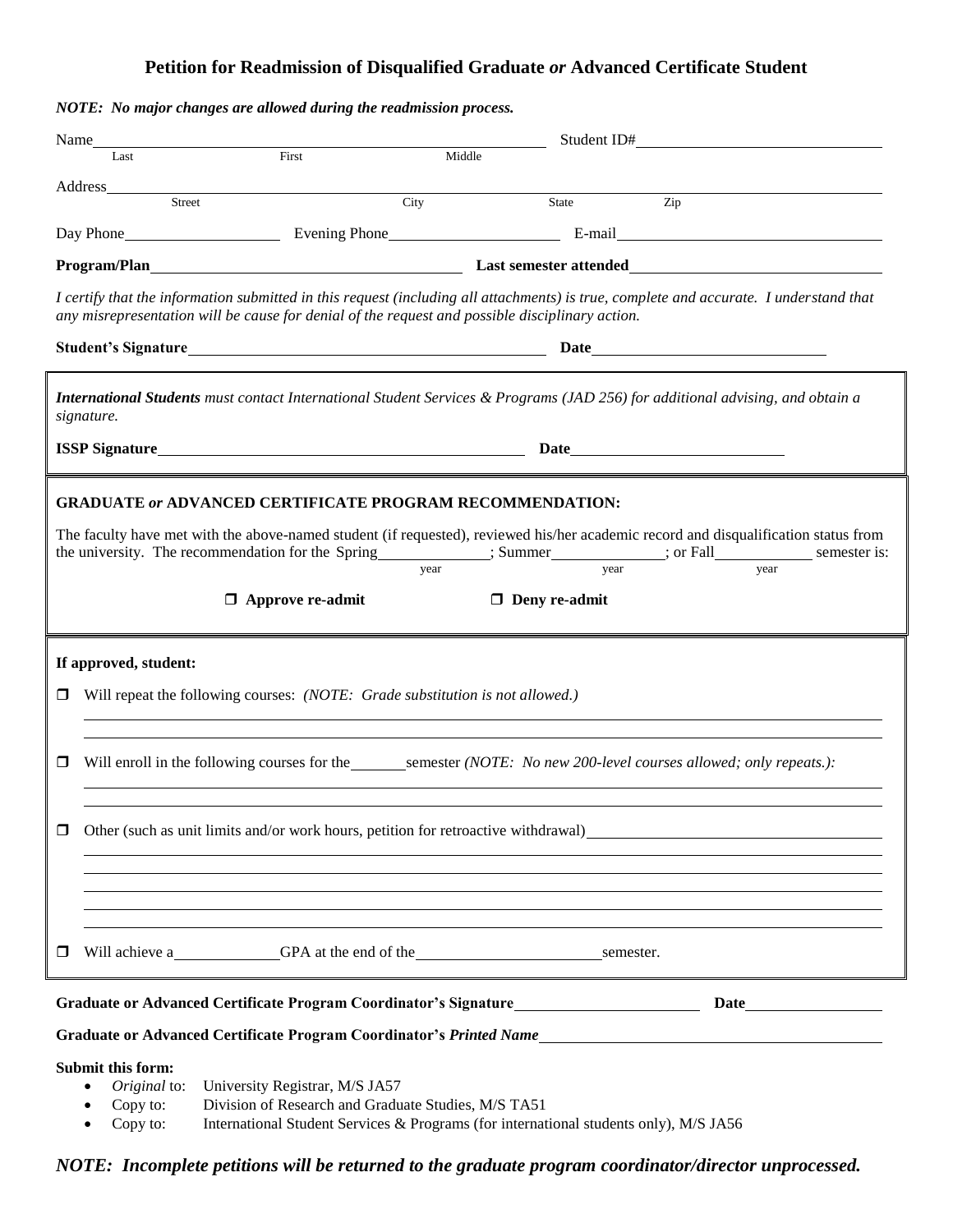# Petition for Readmission of Disqualified Graduate *or* Advanced Certificate Student

***NOTE: No major changes are allowed during the readmission process.***

Name\_\_\_\_\_\_\_\_\_\_\_\_\_\_\_\_\_\_\_\_\_\_\_\_\_\_\_\_\_\_\_\_\_\_\_\_\_\_\_\_ Student ID#\_\_\_\_\_\_\_\_\_\_\_\_\_\_\_\_\_\_\_\_\_\_
Last First Middle

Address\_\_\_\_\_\_\_\_\_\_\_\_\_\_\_\_\_\_\_\_\_\_\_\_\_\_\_\_\_\_\_\_\_\_\_\_\_\_\_\_\_\_\_\_\_\_\_\_\_\_\_\_\_\_\_\_\_\_\_\_
Street City State Zip

Day Phone\_\_\_\_\_\_\_\_\_\_\_\_\_\_\_ Evening Phone\_\_\_\_\_\_\_\_\_\_\_\_\_\_\_\_\_\_ E-mail\_\_\_\_\_\_\_\_\_\_\_\_\_\_\_\_\_\_\_\_\_\_\_\_

**Program/Plan**\_\_\_\_\_\_\_\_\_\_\_\_\_\_\_\_\_\_\_\_\_\_\_\_\_\_\_\_\_\_ **Last semester attended**\_\_\_\_\_\_\_\_\_\_\_\_\_\_\_\_\_\_\_\_\_\_\_\_

*I certify that the information submitted in this request (including all attachments) is true, complete and accurate. I understand that any misrepresentation will be cause for denial of the request and possible disciplinary action.*

**Student's Signature**\_\_\_\_\_\_\_\_\_\_\_\_\_\_\_\_\_\_\_\_\_\_\_\_\_\_\_\_\_\_\_\_\_\_\_\_ **Date**\_\_\_\_\_\_\_\_\_\_\_\_\_\_\_\_\_\_\_\_\_\_\_

***International Students*** *must contact International Student Services & Programs (JAD 256) for additional advising, and obtain a signature.*

**ISSP Signature**\_\_\_\_\_\_\_\_\_\_\_\_\_\_\_\_\_\_\_\_\_\_\_\_\_\_\_\_\_\_\_\_\_\_\_\_\_\_ **Date**\_\_\_\_\_\_\_\_\_\_\_\_\_\_\_\_\_\_\_\_\_\_

**GRADUATE *or* ADVANCED CERTIFICATE PROGRAM RECOMMENDATION:**

The faculty have met with the above-named student (if requested), reviewed his/her academic record and disqualification status from the university. The recommendation for the Spring\_\_\_\_\_\_\_\_\_\_\_\_; Summer\_\_\_\_\_\_\_\_\_\_\_\_; or Fall\_\_\_\_\_\_\_\_\_\_ semester is:
year year year

☐ **Approve re-admit** ☐ **Deny re-admit**

**If approved, student:**

☐ Will repeat the following courses: *(NOTE: Grade substitution is not allowed.)*

\_\_\_\_\_\_\_\_\_\_\_\_\_\_\_\_\_\_\_\_\_\_\_\_\_\_\_\_\_\_\_\_\_\_\_\_\_\_\_\_\_\_\_\_\_\_\_\_\_\_\_\_\_\_\_\_\_\_\_\_\_\_\_\_\_\_\_\_\_\_\_\_

\_\_\_\_\_\_\_\_\_\_\_\_\_\_\_\_\_\_\_\_\_\_\_\_\_\_\_\_\_\_\_\_\_\_\_\_\_\_\_\_\_\_\_\_\_\_\_\_\_\_\_\_\_\_\_\_\_\_\_\_\_\_\_\_\_\_\_\_\_\_\_\_

☐ Will enroll in the following courses for the\_\_\_\_\_\_semester *(NOTE: No new 200-level courses allowed; only repeats.):*

\_\_\_\_\_\_\_\_\_\_\_\_\_\_\_\_\_\_\_\_\_\_\_\_\_\_\_\_\_\_\_\_\_\_\_\_\_\_\_\_\_\_\_\_\_\_\_\_\_\_\_\_\_\_\_\_\_\_\_\_\_\_\_\_\_\_\_\_\_\_\_\_

\_\_\_\_\_\_\_\_\_\_\_\_\_\_\_\_\_\_\_\_\_\_\_\_\_\_\_\_\_\_\_\_\_\_\_\_\_\_\_\_\_\_\_\_\_\_\_\_\_\_\_\_\_\_\_\_\_\_\_\_\_\_\_\_\_\_\_\_\_\_\_\_

☐ Other (such as unit limits and/or work hours, petition for retroactive withdrawal)\_\_\_\_\_\_\_\_\_\_\_\_\_\_\_\_\_\_\_\_\_\_\_\_

\_\_\_\_\_\_\_\_\_\_\_\_\_\_\_\_\_\_\_\_\_\_\_\_\_\_\_\_\_\_\_\_\_\_\_\_\_\_\_\_\_\_\_\_\_\_\_\_\_\_\_\_\_\_\_\_\_\_\_\_\_\_\_\_\_\_\_\_\_\_\_\_

\_\_\_\_\_\_\_\_\_\_\_\_\_\_\_\_\_\_\_\_\_\_\_\_\_\_\_\_\_\_\_\_\_\_\_\_\_\_\_\_\_\_\_\_\_\_\_\_\_\_\_\_\_\_\_\_\_\_\_\_\_\_\_\_\_\_\_\_\_\_\_\_

\_\_\_\_\_\_\_\_\_\_\_\_\_\_\_\_\_\_\_\_\_\_\_\_\_\_\_\_\_\_\_\_\_\_\_\_\_\_\_\_\_\_\_\_\_\_\_\_\_\_\_\_\_\_\_\_\_\_\_\_\_\_\_\_\_\_\_\_\_\_\_\_

\_\_\_\_\_\_\_\_\_\_\_\_\_\_\_\_\_\_\_\_\_\_\_\_\_\_\_\_\_\_\_\_\_\_\_\_\_\_\_\_\_\_\_\_\_\_\_\_\_\_\_\_\_\_\_\_\_\_\_\_\_\_\_\_\_\_\_\_\_\_\_\_

\_\_\_\_\_\_\_\_\_\_\_\_\_\_\_\_\_\_\_\_\_\_\_\_\_\_\_\_\_\_\_\_\_\_\_\_\_\_\_\_\_\_\_\_\_\_\_\_\_\_\_\_\_\_\_\_\_\_\_\_\_\_\_\_\_\_\_\_\_\_\_\_

☐ Will achieve a\_\_\_\_\_\_\_\_\_\_GPA at the end of the\_\_\_\_\_\_\_\_\_\_\_\_\_\_\_\_\_\_semester.

**Graduate or Advanced Certificate Program Coordinator's Signature**\_\_\_\_\_\_\_\_\_\_\_\_\_\_\_\_\_\_ **Date**\_\_\_\_\_\_\_\_\_\_\_\_\_\_

**Graduate or Advanced Certificate Program Coordinator's *Printed Name***\_\_\_\_\_\_\_\_\_\_\_\_\_\_\_\_\_\_\_\_\_\_\_\_\_\_\_\_\_\_

**Submit this form:**

- *Original* to: University Registrar, M/S JA57
- Copy to: Division of Research and Graduate Studies, M/S TA51
- Copy to: International Student Services & Programs (for international students only), M/S JA56

***NOTE: Incomplete petitions will be returned to the graduate program coordinator/director unprocessed.***